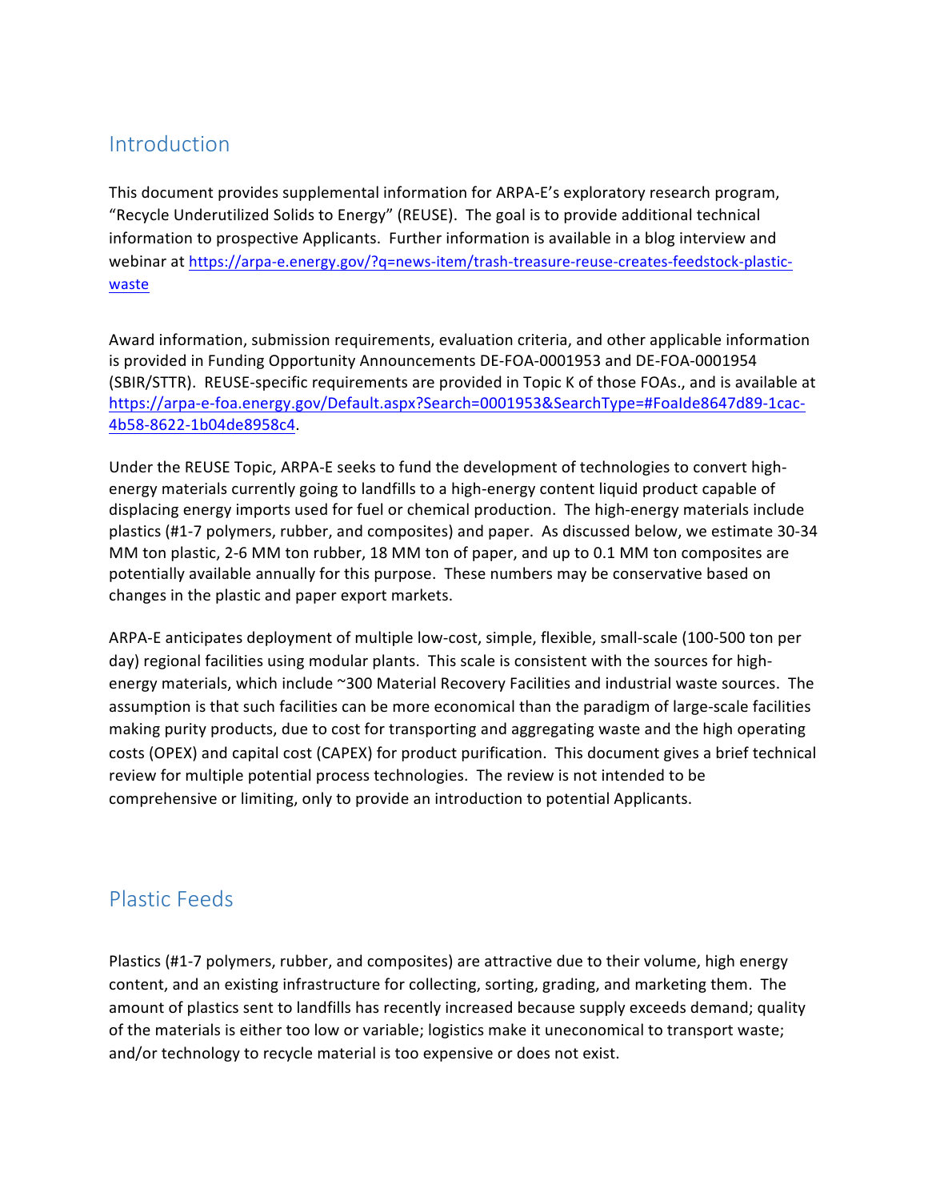## Introduction

This document provides supplemental information for ARPA-E's exploratory research program, "Recycle Underutilized Solids to Energy" (REUSE). The goal is to provide additional technical information to prospective Applicants. Further information is available in a blog interview and webinar at https://arpa-e.energy.gov/?q=news-item/trash-treasure-reuse-creates-feedstock-plastic-waste

Award information, submission requirements, evaluation criteria, and other applicable information is provided in Funding Opportunity Announcements DE-FOA-0001953 and DE-FOA-0001954 (SBIR/STTR). REUSE-specific requirements are provided in Topic K of those FOAs., and is available at https://arpa-e-foa.energy.gov/Default.aspx?Search=0001953&SearchType=#FoaIde8647d89-1cac-4b58-8622-1b04de8958c4.

Under the REUSE Topic, ARPA-E seeks to fund the development of technologies to convert high-energy materials currently going to landfills to a high-energy content liquid product capable of displacing energy imports used for fuel or chemical production. The high-energy materials include plastics (#1-7 polymers, rubber, and composites) and paper. As discussed below, we estimate 30-34 MM ton plastic, 2-6 MM ton rubber, 18 MM ton of paper, and up to 0.1 MM ton composites are potentially available annually for this purpose. These numbers may be conservative based on changes in the plastic and paper export markets.

ARPA-E anticipates deployment of multiple low-cost, simple, flexible, small-scale (100-500 ton per day) regional facilities using modular plants. This scale is consistent with the sources for high-energy materials, which include ~300 Material Recovery Facilities and industrial waste sources. The assumption is that such facilities can be more economical than the paradigm of large-scale facilities making purity products, due to cost for transporting and aggregating waste and the high operating costs (OPEX) and capital cost (CAPEX) for product purification. This document gives a brief technical review for multiple potential process technologies. The review is not intended to be comprehensive or limiting, only to provide an introduction to potential Applicants.

## Plastic Feeds

Plastics (#1-7 polymers, rubber, and composites) are attractive due to their volume, high energy content, and an existing infrastructure for collecting, sorting, grading, and marketing them. The amount of plastics sent to landfills has recently increased because supply exceeds demand; quality of the materials is either too low or variable; logistics make it uneconomical to transport waste; and/or technology to recycle material is too expensive or does not exist.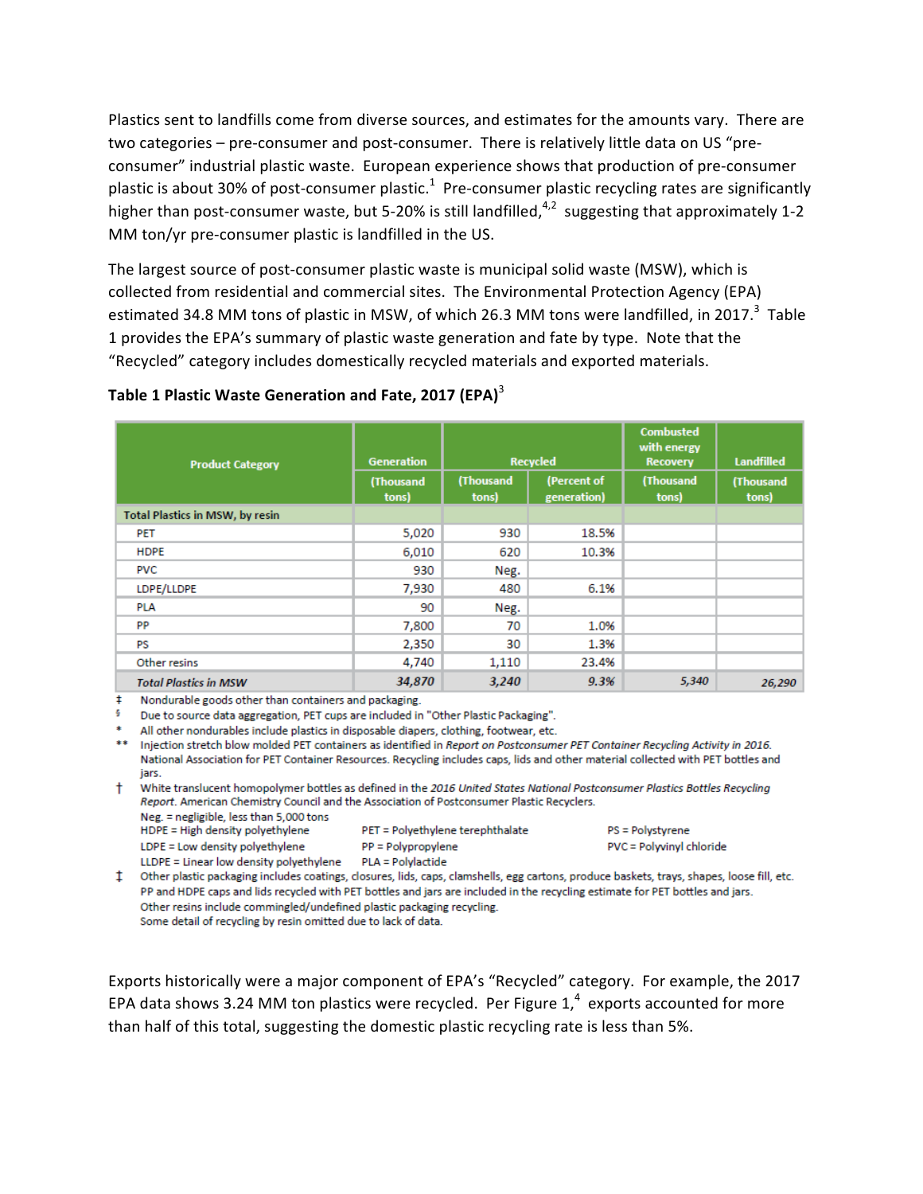Plastics sent to landfills come from diverse sources, and estimates for the amounts vary. There are two categories – pre-consumer and post-consumer. There is relatively little data on US "pre-consumer" industrial plastic waste. European experience shows that production of pre-consumer plastic is about 30% of post-consumer plastic.[1] Pre-consumer plastic recycling rates are significantly higher than post-consumer waste, but 5-20% is still landfilled,[4,2] suggesting that approximately 1-2 MM ton/yr pre-consumer plastic is landfilled in the US.

The largest source of post-consumer plastic waste is municipal solid waste (MSW), which is collected from residential and commercial sites. The Environmental Protection Agency (EPA) estimated 34.8 MM tons of plastic in MSW, of which 26.3 MM tons were landfilled, in 2017.[3] Table 1 provides the EPA's summary of plastic waste generation and fate by type. Note that the "Recycled" category includes domestically recycled materials and exported materials.

**Table 1 Plastic Waste Generation and Fate, 2017 (EPA)[3]**

| Product Category | Generation | Recycled | | Combusted with energy Recovery | Landfilled |
|---|---|---|---|---|---|
| | (Thousand tons) | (Thousand tons) | (Percent of generation) | (Thousand tons) | (Thousand tons) |
| **Total Plastics in MSW, by resin** | | | | | |
| PET | 5,020 | 930 | 18.5% | | |
| HDPE | 6,010 | 620 | 10.3% | | |
| PVC | 930 | Neg. | | | |
| LDPE/LLDPE | 7,930 | 480 | 6.1% | | |
| PLA | 90 | Neg. | | | |
| PP | 7,800 | 70 | 1.0% | | |
| PS | 2,350 | 30 | 1.3% | | |
| Other resins | 4,740 | 1,110 | 23.4% | | |
| ***Total Plastics in MSW*** | ***34,870*** | ***3,240*** | ***9.3%*** | ***5,340*** | ***26,290*** |

‡ Nondurable goods other than containers and packaging.
§ Due to source data aggregation, PET cups are included in "Other Plastic Packaging".
\* All other nondurables include plastics in disposable diapers, clothing, footwear, etc.
\*\* Injection stretch blow molded PET containers as identified in *Report on Postconsumer PET Container Recycling Activity in 2016.* National Association for PET Container Resources. Recycling includes caps, lids and other material collected with PET bottles and jars.
† White translucent homopolymer bottles as defined in the *2016 United States National Postconsumer Plastics Bottles Recycling Report*. American Chemistry Council and the Association of Postconsumer Plastic Recyclers.
Neg. = negligible, less than 5,000 tons
HDPE = High density polyethylene; PET = Polyethylene terephthalate; PS = Polystyrene
LDPE = Low density polyethylene; PP = Polypropylene; PVC = Polyvinyl chloride
LLDPE = Linear low density polyethylene; PLA = Polylactide
‡ Other plastic packaging includes coatings, closures, lids, caps, clamshells, egg cartons, produce baskets, trays, shapes, loose fill, etc.
PP and HDPE caps and lids recycled with PET bottles and jars are included in the recycling estimate for PET bottles and jars.
Other resins include commingled/undefined plastic packaging recycling.
Some detail of recycling by resin omitted due to lack of data.

Exports historically were a major component of EPA's "Recycled" category. For example, the 2017 EPA data shows 3.24 MM ton plastics were recycled. Per Figure 1,[4] exports accounted for more than half of this total, suggesting the domestic plastic recycling rate is less than 5%.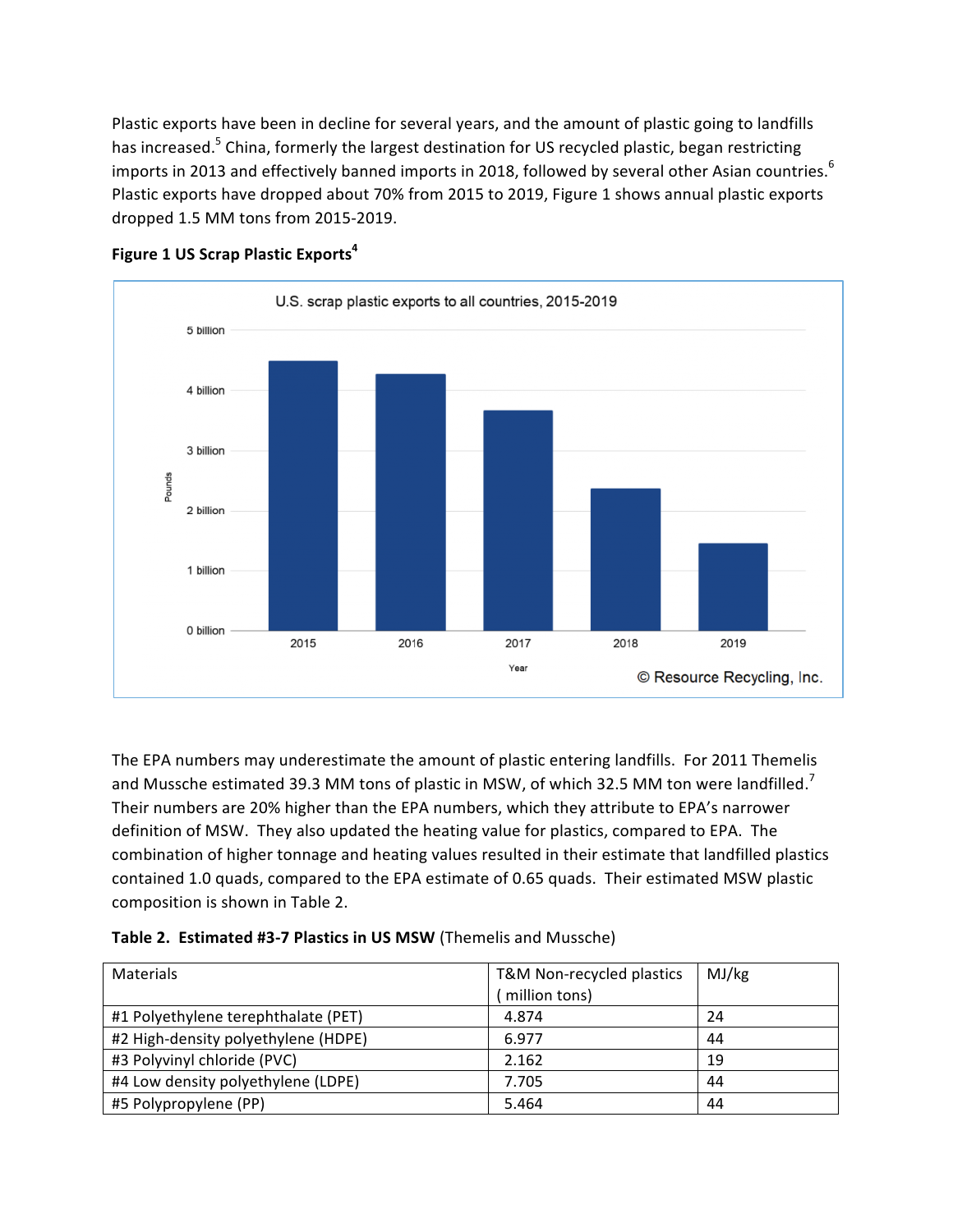Plastic exports have been in decline for several years, and the amount of plastic going to landfills has increased.[5] China, formerly the largest destination for US recycled plastic, began restricting imports in 2013 and effectively banned imports in 2018, followed by several other Asian countries.[6] Plastic exports have dropped about 70% from 2015 to 2019, Figure 1 shows annual plastic exports dropped 1.5 MM tons from 2015-2019.

**Figure 1 US Scrap Plastic Exports[4]**

The EPA numbers may underestimate the amount of plastic entering landfills. For 2011 Themelis and Mussche estimated 39.3 MM tons of plastic in MSW, of which 32.5 MM ton were landfilled.[7] Their numbers are 20% higher than the EPA numbers, which they attribute to EPA's narrower definition of MSW. They also updated the heating value for plastics, compared to EPA. The combination of higher tonnage and heating values resulted in their estimate that landfilled plastics contained 1.0 quads, compared to the EPA estimate of 0.65 quads. Their estimated MSW plastic composition is shown in Table 2.

**Table 2. Estimated #3-7 Plastics in US MSW** (Themelis and Mussche)

| Materials | T&M Non-recycled plastics ( million tons) | MJ/kg |
|---|---|---|
| #1 Polyethylene terephthalate (PET) | 4.874 | 24 |
| #2 High-density polyethylene (HDPE) | 6.977 | 44 |
| #3 Polyvinyl chloride (PVC) | 2.162 | 19 |
| #4 Low density polyethylene (LDPE) | 7.705 | 44 |
| #5 Polypropylene (PP) | 5.464 | 44 |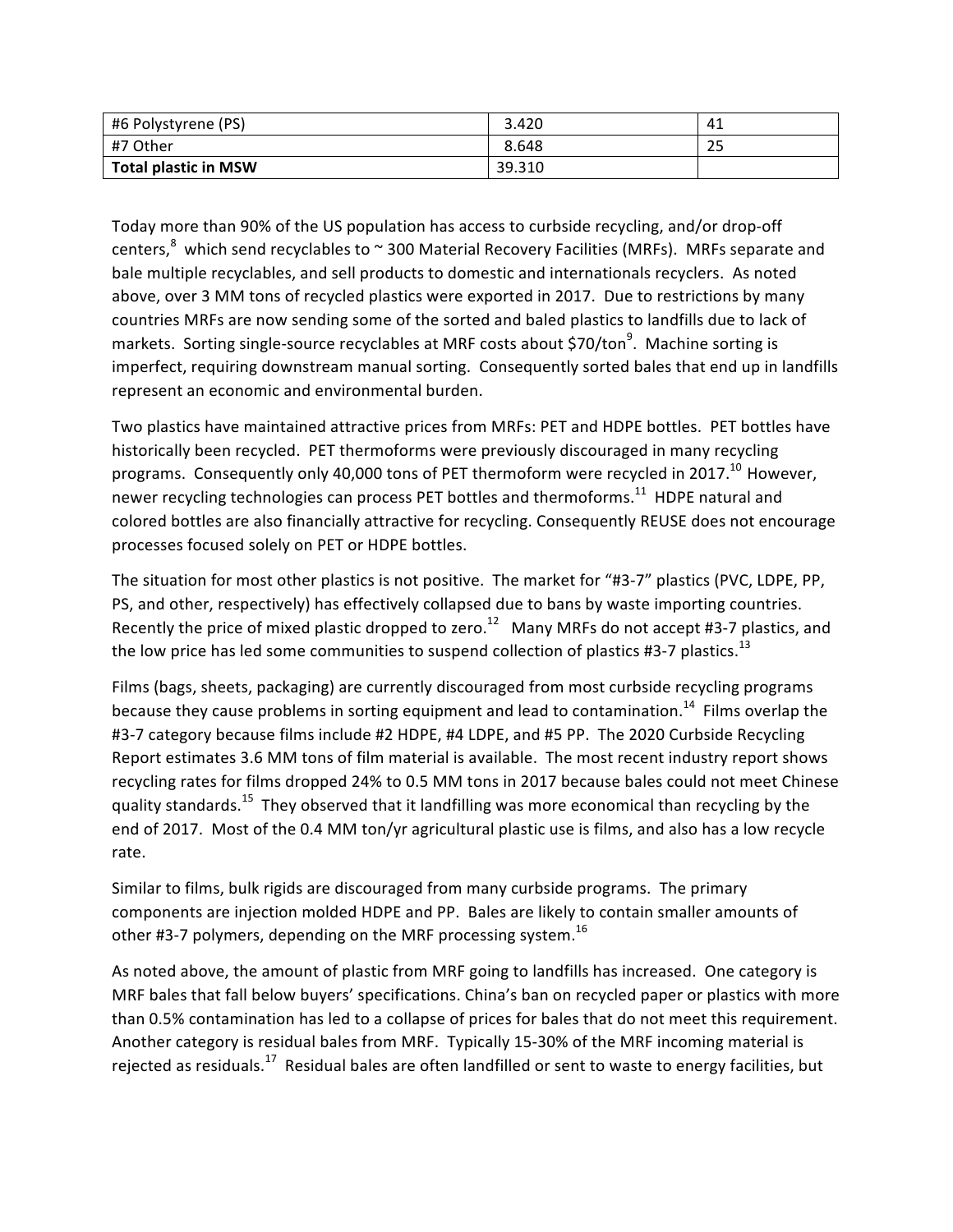| #6 Polystyrene (PS) | 3.420 | 41 |
|---|---|---|
| #7 Other | 8.648 | 25 |
| **Total plastic in MSW** | 39.310 | |

Today more than 90% of the US population has access to curbside recycling, and/or drop-off centers,[8] which send recyclables to ~ 300 Material Recovery Facilities (MRFs). MRFs separate and bale multiple recyclables, and sell products to domestic and internationals recyclers. As noted above, over 3 MM tons of recycled plastics were exported in 2017. Due to restrictions by many countries MRFs are now sending some of the sorted and baled plastics to landfills due to lack of markets. Sorting single-source recyclables at MRF costs about $70/ton[9]. Machine sorting is imperfect, requiring downstream manual sorting. Consequently sorted bales that end up in landfills represent an economic and environmental burden.

Two plastics have maintained attractive prices from MRFs: PET and HDPE bottles. PET bottles have historically been recycled. PET thermoforms were previously discouraged in many recycling programs. Consequently only 40,000 tons of PET thermoform were recycled in 2017.[10] However, newer recycling technologies can process PET bottles and thermoforms.[11] HDPE natural and colored bottles are also financially attractive for recycling. Consequently REUSE does not encourage processes focused solely on PET or HDPE bottles.

The situation for most other plastics is not positive. The market for "#3-7" plastics (PVC, LDPE, PP, PS, and other, respectively) has effectively collapsed due to bans by waste importing countries. Recently the price of mixed plastic dropped to zero.[12] Many MRFs do not accept #3-7 plastics, and the low price has led some communities to suspend collection of plastics #3-7 plastics.[13]

Films (bags, sheets, packaging) are currently discouraged from most curbside recycling programs because they cause problems in sorting equipment and lead to contamination.[14] Films overlap the #3-7 category because films include #2 HDPE, #4 LDPE, and #5 PP. The 2020 Curbside Recycling Report estimates 3.6 MM tons of film material is available. The most recent industry report shows recycling rates for films dropped 24% to 0.5 MM tons in 2017 because bales could not meet Chinese quality standards.[15] They observed that it landfilling was more economical than recycling by the end of 2017. Most of the 0.4 MM ton/yr agricultural plastic use is films, and also has a low recycle rate.

Similar to films, bulk rigids are discouraged from many curbside programs. The primary components are injection molded HDPE and PP. Bales are likely to contain smaller amounts of other #3-7 polymers, depending on the MRF processing system.[16]

As noted above, the amount of plastic from MRF going to landfills has increased. One category is MRF bales that fall below buyers' specifications. China's ban on recycled paper or plastics with more than 0.5% contamination has led to a collapse of prices for bales that do not meet this requirement. Another category is residual bales from MRF. Typically 15-30% of the MRF incoming material is rejected as residuals.[17] Residual bales are often landfilled or sent to waste to energy facilities, but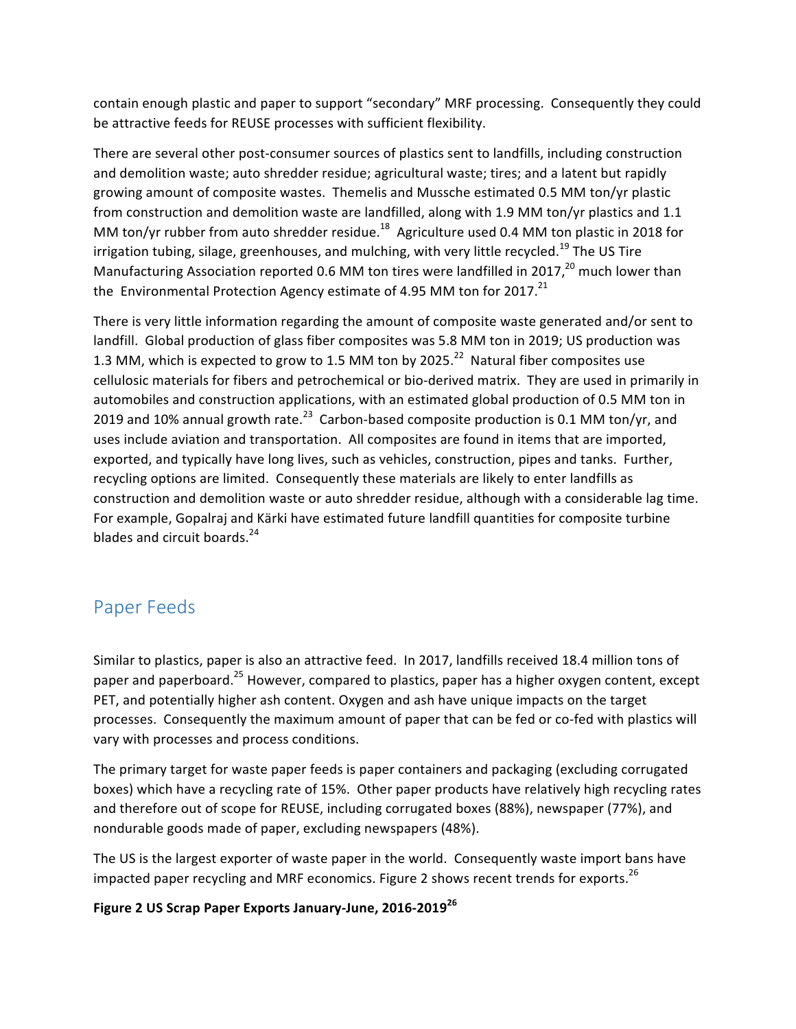contain enough plastic and paper to support "secondary" MRF processing. Consequently they could be attractive feeds for REUSE processes with sufficient flexibility.

There are several other post-consumer sources of plastics sent to landfills, including construction and demolition waste; auto shredder residue; agricultural waste; tires; and a latent but rapidly growing amount of composite wastes. Themelis and Mussche estimated 0.5 MM ton/yr plastic from construction and demolition waste are landfilled, along with 1.9 MM ton/yr plastics and 1.1 MM ton/yr rubber from auto shredder residue.[18] Agriculture used 0.4 MM ton plastic in 2018 for irrigation tubing, silage, greenhouses, and mulching, with very little recycled.[19] The US Tire Manufacturing Association reported 0.6 MM ton tires were landfilled in 2017,[20] much lower than the Environmental Protection Agency estimate of 4.95 MM ton for 2017.[21]

There is very little information regarding the amount of composite waste generated and/or sent to landfill. Global production of glass fiber composites was 5.8 MM ton in 2019; US production was 1.3 MM, which is expected to grow to 1.5 MM ton by 2025.[22] Natural fiber composites use cellulosic materials for fibers and petrochemical or bio-derived matrix. They are used in primarily in automobiles and construction applications, with an estimated global production of 0.5 MM ton in 2019 and 10% annual growth rate.[23] Carbon-based composite production is 0.1 MM ton/yr, and uses include aviation and transportation. All composites are found in items that are imported, exported, and typically have long lives, such as vehicles, construction, pipes and tanks. Further, recycling options are limited. Consequently these materials are likely to enter landfills as construction and demolition waste or auto shredder residue, although with a considerable lag time. For example, Gopalraj and Kärki have estimated future landfill quantities for composite turbine blades and circuit boards.[24]

## Paper Feeds

Similar to plastics, paper is also an attractive feed. In 2017, landfills received 18.4 million tons of paper and paperboard.[25] However, compared to plastics, paper has a higher oxygen content, except PET, and potentially higher ash content. Oxygen and ash have unique impacts on the target processes. Consequently the maximum amount of paper that can be fed or co-fed with plastics will vary with processes and process conditions.

The primary target for waste paper feeds is paper containers and packaging (excluding corrugated boxes) which have a recycling rate of 15%. Other paper products have relatively high recycling rates and therefore out of scope for REUSE, including corrugated boxes (88%), newspaper (77%), and nondurable goods made of paper, excluding newspapers (48%).

The US is the largest exporter of waste paper in the world. Consequently waste import bans have impacted paper recycling and MRF economics. Figure 2 shows recent trends for exports.[26]

**Figure 2 US Scrap Paper Exports January-June, 2016-2019[26]**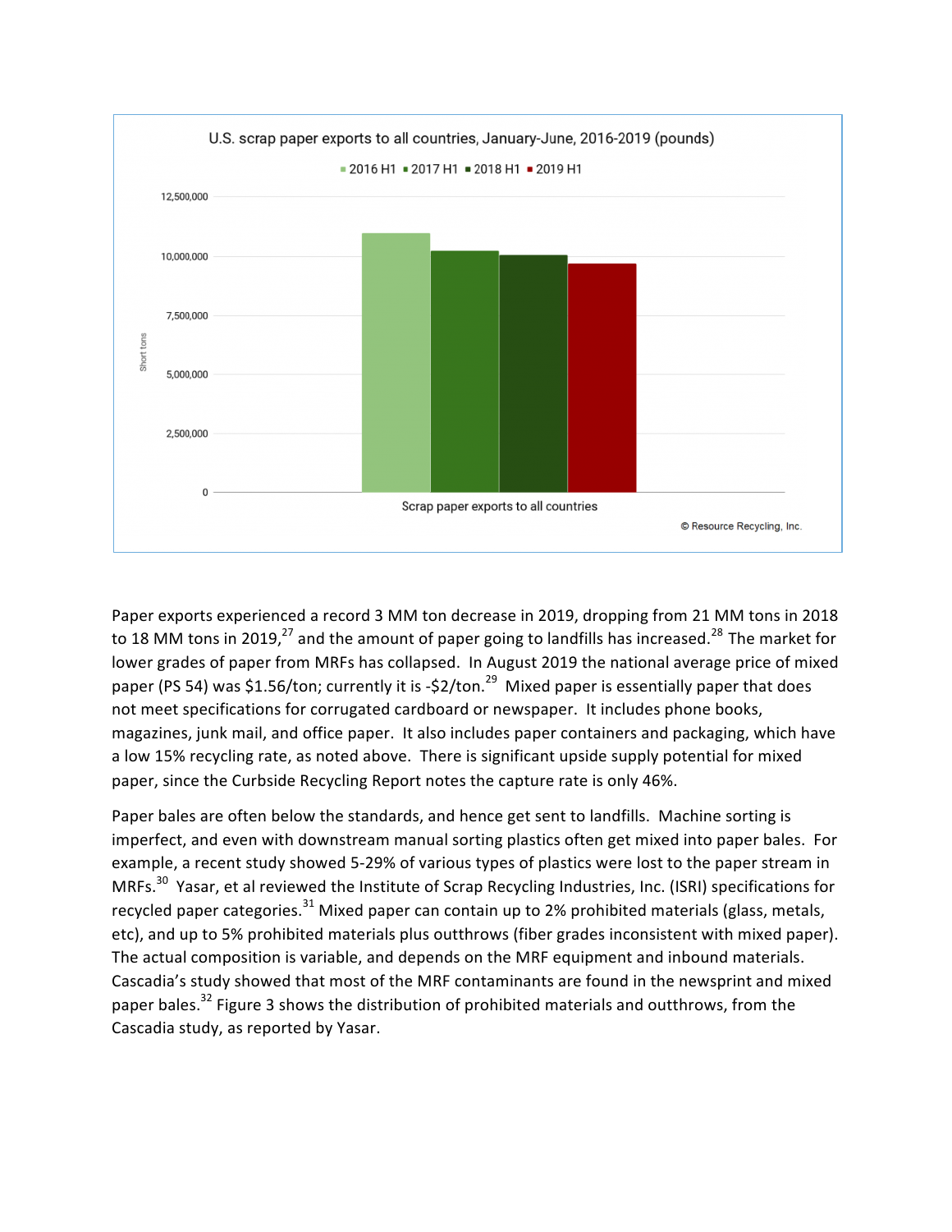U.S. scrap paper exports to all countries, January-June, 2016-2019 (pounds)

Paper exports experienced a record 3 MM ton decrease in 2019, dropping from 21 MM tons in 2018 to 18 MM tons in 2019,[27] and the amount of paper going to landfills has increased.[28] The market for lower grades of paper from MRFs has collapsed. In August 2019 the national average price of mixed paper (PS 54) was $1.56/ton; currently it is -$2/ton.[29] Mixed paper is essentially paper that does not meet specifications for corrugated cardboard or newspaper. It includes phone books, magazines, junk mail, and office paper. It also includes paper containers and packaging, which have a low 15% recycling rate, as noted above. There is significant upside supply potential for mixed paper, since the Curbside Recycling Report notes the capture rate is only 46%.

Paper bales are often below the standards, and hence get sent to landfills. Machine sorting is imperfect, and even with downstream manual sorting plastics often get mixed into paper bales. For example, a recent study showed 5-29% of various types of plastics were lost to the paper stream in MRFs.[30] Yasar, et al reviewed the Institute of Scrap Recycling Industries, Inc. (ISRI) specifications for recycled paper categories.[31] Mixed paper can contain up to 2% prohibited materials (glass, metals, etc), and up to 5% prohibited materials plus outthrows (fiber grades inconsistent with mixed paper). The actual composition is variable, and depends on the MRF equipment and inbound materials. Cascadia's study showed that most of the MRF contaminants are found in the newsprint and mixed paper bales.[32] Figure 3 shows the distribution of prohibited materials and outthrows, from the Cascadia study, as reported by Yasar.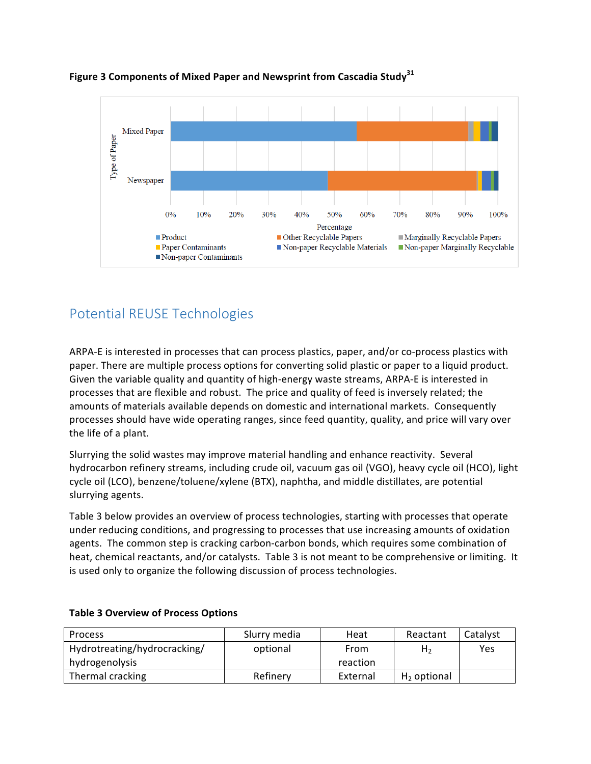**Figure 3 Components of Mixed Paper and Newsprint from Cascadia Study[31]**

## Potential REUSE Technologies

ARPA-E is interested in processes that can process plastics, paper, and/or co-process plastics with paper. There are multiple process options for converting solid plastic or paper to a liquid product. Given the variable quality and quantity of high-energy waste streams, ARPA-E is interested in processes that are flexible and robust. The price and quality of feed is inversely related; the amounts of materials available depends on domestic and international markets. Consequently processes should have wide operating ranges, since feed quantity, quality, and price will vary over the life of a plant.

Slurrying the solid wastes may improve material handling and enhance reactivity. Several hydrocarbon refinery streams, including crude oil, vacuum gas oil (VGO), heavy cycle oil (HCO), light cycle oil (LCO), benzene/toluene/xylene (BTX), naphtha, and middle distillates, are potential slurrying agents.

Table 3 below provides an overview of process technologies, starting with processes that operate under reducing conditions, and progressing to processes that use increasing amounts of oxidation agents. The common step is cracking carbon-carbon bonds, which requires some combination of heat, chemical reactants, and/or catalysts. Table 3 is not meant to be comprehensive or limiting. It is used only to organize the following discussion of process technologies.

**Table 3 Overview of Process Options**

| Process | Slurry media | Heat | Reactant | Catalyst |
|---|---|---|---|---|
| Hydrotreating/hydrocracking/ hydrogenolysis | optional | From reaction | $H_2$ | Yes |
| Thermal cracking | Refinery | External | $H_2$ optional | |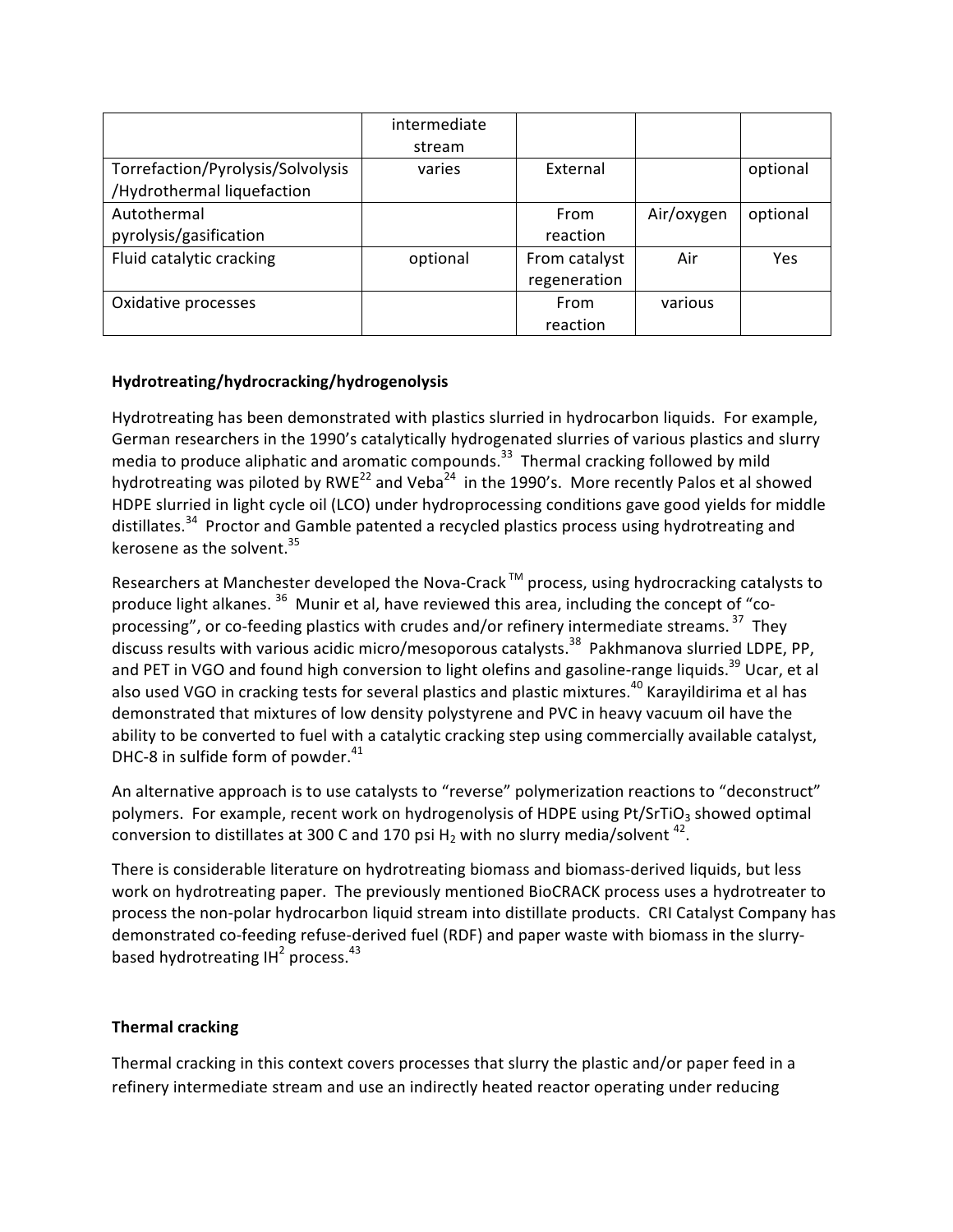| | intermediate stream | | | |
|---|---|---|---|---|
| Torrefaction/Pyrolysis/Solvolysis /Hydrothermal liquefaction | varies | External | | optional |
| Autothermal pyrolysis/gasification | | From reaction | Air/oxygen | optional |
| Fluid catalytic cracking | optional | From catalyst regeneration | Air | Yes |
| Oxidative processes | | From reaction | various | |

**Hydrotreating/hydrocracking/hydrogenolysis**

Hydrotreating has been demonstrated with plastics slurried in hydrocarbon liquids. For example, German researchers in the 1990's catalytically hydrogenated slurries of various plastics and slurry media to produce aliphatic and aromatic compounds.[33] Thermal cracking followed by mild hydrotreating was piloted by RWE[22] and Veba[24] in the 1990's. More recently Palos et al showed HDPE slurried in light cycle oil (LCO) under hydroprocessing conditions gave good yields for middle distillates.[34] Proctor and Gamble patented a recycled plastics process using hydrotreating and kerosene as the solvent.[35]

Researchers at Manchester developed the Nova-Crack™ process, using hydrocracking catalysts to produce light alkanes.[36] Munir et al, have reviewed this area, including the concept of "co-processing", or co-feeding plastics with crudes and/or refinery intermediate streams.[37] They discuss results with various acidic micro/mesoporous catalysts.[38] Pakhmanova slurried LDPE, PP, and PET in VGO and found high conversion to light olefins and gasoline-range liquids.[39] Ucar, et al also used VGO in cracking tests for several plastics and plastic mixtures.[40] Karayildirima et al has demonstrated that mixtures of low density polystyrene and PVC in heavy vacuum oil have the ability to be converted to fuel with a catalytic cracking step using commercially available catalyst, DHC-8 in sulfide form of powder.[41]

An alternative approach is to use catalysts to "reverse" polymerization reactions to "deconstruct" polymers. For example, recent work on hydrogenolysis of HDPE using Pt/$SrTiO_3$ showed optimal conversion to distillates at 300 C and 170 psi $H_2$ with no slurry media/solvent [42].

There is considerable literature on hydrotreating biomass and biomass-derived liquids, but less work on hydrotreating paper. The previously mentioned BioCRACK process uses a hydrotreater to process the non-polar hydrocarbon liquid stream into distillate products. CRI Catalyst Company has demonstrated co-feeding refuse-derived fuel (RDF) and paper waste with biomass in the slurry-based hydrotreating $IH^2$ process.[43]

**Thermal cracking**

Thermal cracking in this context covers processes that slurry the plastic and/or paper feed in a refinery intermediate stream and use an indirectly heated reactor operating under reducing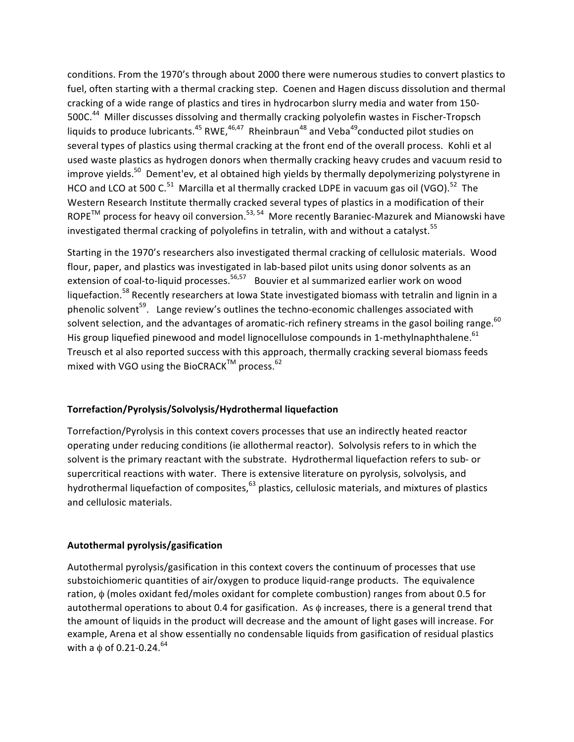conditions. From the 1970's through about 2000 there were numerous studies to convert plastics to fuel, often starting with a thermal cracking step. Coenen and Hagen discuss dissolution and thermal cracking of a wide range of plastics and tires in hydrocarbon slurry media and water from 150-500C.[44] Miller discusses dissolving and thermally cracking polyolefin wastes in Fischer-Tropsch liquids to produce lubricants.[45] RWE,[46,47] Rheinbraun[48] and Veba[49] conducted pilot studies on several types of plastics using thermal cracking at the front end of the overall process. Kohli et al used waste plastics as hydrogen donors when thermally cracking heavy crudes and vacuum resid to improve yields.[50] Dement'ev, et al obtained high yields by thermally depolymerizing polystyrene in HCO and LCO at 500 C.[51] Marcilla et al thermally cracked LDPE in vacuum gas oil (VGO).[52] The Western Research Institute thermally cracked several types of plastics in a modification of their ROPE™ process for heavy oil conversion.[53, 54] More recently Baraniec-Mazurek and Mianowski have investigated thermal cracking of polyolefins in tetralin, with and without a catalyst.[55]

Starting in the 1970's researchers also investigated thermal cracking of cellulosic materials. Wood flour, paper, and plastics was investigated in lab-based pilot units using donor solvents as an extension of coal-to-liquid processes.[56,57] Bouvier et al summarized earlier work on wood liquefaction.[58] Recently researchers at Iowa State investigated biomass with tetralin and lignin in a phenolic solvent[59]. Lange review's outlines the techno-economic challenges associated with solvent selection, and the advantages of aromatic-rich refinery streams in the gasol boiling range.[60] His group liquefied pinewood and model lignocellulose compounds in 1-methylnaphthalene.[61] Treusch et al also reported success with this approach, thermally cracking several biomass feeds mixed with VGO using the BioCRACK™ process.[62]

**Torrefaction/Pyrolysis/Solvolysis/Hydrothermal liquefaction**

Torrefaction/Pyrolysis in this context covers processes that use an indirectly heated reactor operating under reducing conditions (ie allothermal reactor). Solvolysis refers to in which the solvent is the primary reactant with the substrate. Hydrothermal liquefaction refers to sub- or supercritical reactions with water. There is extensive literature on pyrolysis, solvolysis, and hydrothermal liquefaction of composites,[63] plastics, cellulosic materials, and mixtures of plastics and cellulosic materials.

**Autothermal pyrolysis/gasification**

Autothermal pyrolysis/gasification in this context covers the continuum of processes that use substoichiomeric quantities of air/oxygen to produce liquid-range products. The equivalence ration, $\phi$ (moles oxidant fed/moles oxidant for complete combustion) ranges from about 0.5 for autothermal operations to about 0.4 for gasification. As $\phi$ increases, there is a general trend that the amount of liquids in the product will decrease and the amount of light gases will increase. For example, Arena et al show essentially no condensable liquids from gasification of residual plastics with a $\phi$ of 0.21-0.24.[64]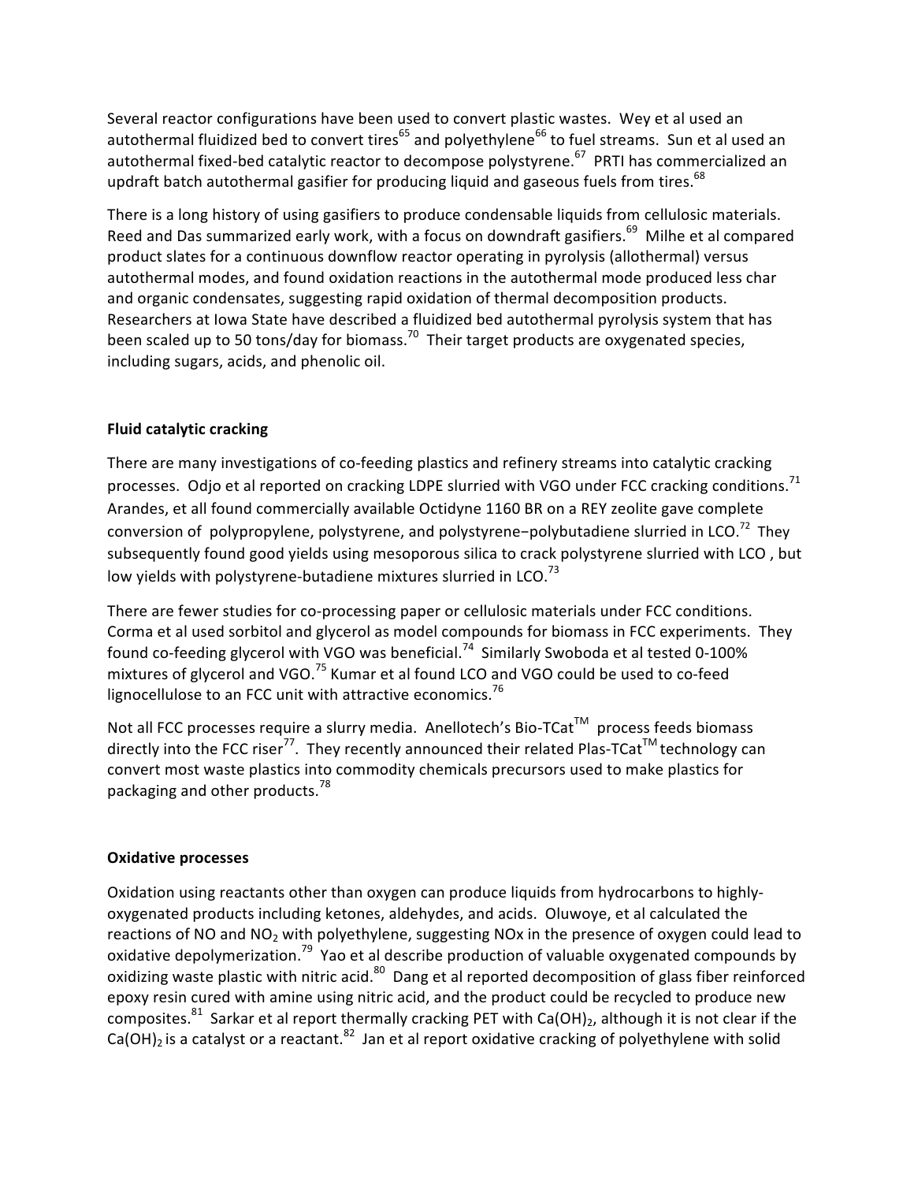Several reactor configurations have been used to convert plastic wastes. Wey et al used an autothermal fluidized bed to convert tires[65] and polyethylene[66] to fuel streams. Sun et al used an autothermal fixed-bed catalytic reactor to decompose polystyrene.[67] PRTI has commercialized an updraft batch autothermal gasifier for producing liquid and gaseous fuels from tires.[68]

There is a long history of using gasifiers to produce condensable liquids from cellulosic materials. Reed and Das summarized early work, with a focus on downdraft gasifiers.[69] Milhe et al compared product slates for a continuous downflow reactor operating in pyrolysis (allothermal) versus autothermal modes, and found oxidation reactions in the autothermal mode produced less char and organic condensates, suggesting rapid oxidation of thermal decomposition products. Researchers at Iowa State have described a fluidized bed autothermal pyrolysis system that has been scaled up to 50 tons/day for biomass.[70] Their target products are oxygenated species, including sugars, acids, and phenolic oil.

**Fluid catalytic cracking**

There are many investigations of co-feeding plastics and refinery streams into catalytic cracking processes. Odjo et al reported on cracking LDPE slurried with VGO under FCC cracking conditions.[71] Arandes, et all found commercially available Octidyne 1160 BR on a REY zeolite gave complete conversion of polypropylene, polystyrene, and polystyrene−polybutadiene slurried in LCO.[72] They subsequently found good yields using mesoporous silica to crack polystyrene slurried with LCO , but low yields with polystyrene-butadiene mixtures slurried in LCO.[73]

There are fewer studies for co-processing paper or cellulosic materials under FCC conditions. Corma et al used sorbitol and glycerol as model compounds for biomass in FCC experiments. They found co-feeding glycerol with VGO was beneficial.[74] Similarly Swoboda et al tested 0-100% mixtures of glycerol and VGO.[75] Kumar et al found LCO and VGO could be used to co-feed lignocellulose to an FCC unit with attractive economics.[76]

Not all FCC processes require a slurry media. Anellotech's Bio-TCat™ process feeds biomass directly into the FCC riser[77]. They recently announced their related Plas-TCat™ technology can convert most waste plastics into commodity chemicals precursors used to make plastics for packaging and other products.[78]

**Oxidative processes**

Oxidation using reactants other than oxygen can produce liquids from hydrocarbons to highly-oxygenated products including ketones, aldehydes, and acids. Oluwoye, et al calculated the reactions of NO and $NO_2$ with polyethylene, suggesting NOx in the presence of oxygen could lead to oxidative depolymerization.[79] Yao et al describe production of valuable oxygenated compounds by oxidizing waste plastic with nitric acid.[80] Dang et al reported decomposition of glass fiber reinforced epoxy resin cured with amine using nitric acid, and the product could be recycled to produce new composites.[81] Sarkar et al report thermally cracking PET with $Ca(OH)_2$, although it is not clear if the $Ca(OH)_2$ is a catalyst or a reactant.[82] Jan et al report oxidative cracking of polyethylene with solid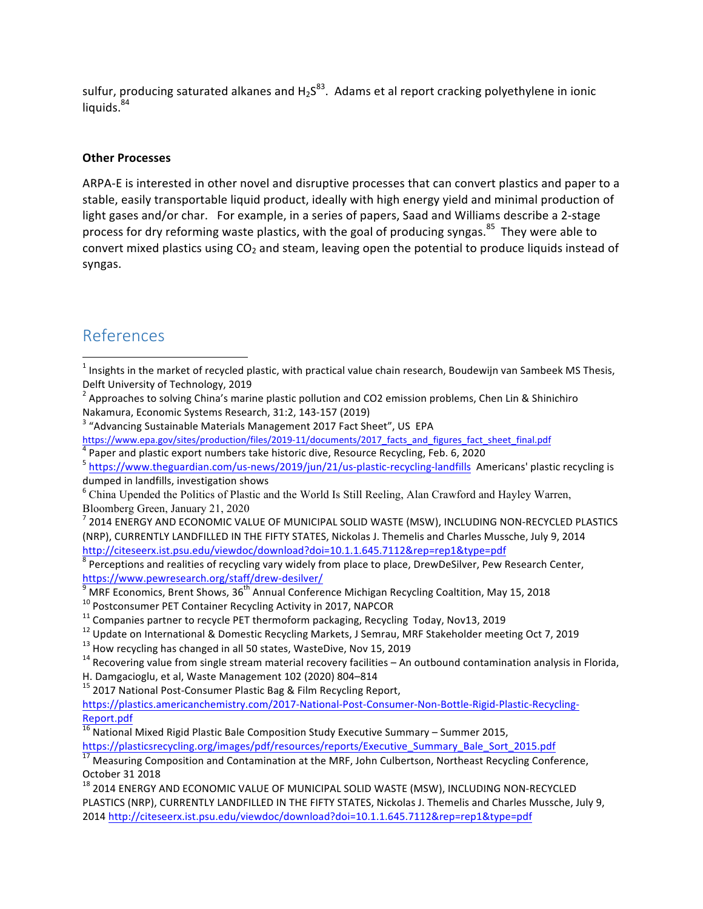sulfur, producing saturated alkanes and $H_2S$[83]. Adams et al report cracking polyethylene in ionic liquids.[84]

**Other Processes**

ARPA-E is interested in other novel and disruptive processes that can convert plastics and paper to a stable, easily transportable liquid product, ideally with high energy yield and minimal production of light gases and/or char. For example, in a series of papers, Saad and Williams describe a 2-stage process for dry reforming waste plastics, with the goal of producing syngas.[85] They were able to convert mixed plastics using $CO_2$ and steam, leaving open the potential to produce liquids instead of syngas.

## References

[1] Insights in the market of recycled plastic, with practical value chain research, Boudewijn van Sambeek MS Thesis, Delft University of Technology, 2019

[2] Approaches to solving China's marine plastic pollution and CO2 emission problems, Chen Lin & Shinichiro Nakamura, Economic Systems Research, 31:2, 143-157 (2019)

[3] "Advancing Sustainable Materials Management 2017 Fact Sheet", US EPA https://www.epa.gov/sites/production/files/2019-11/documents/2017_facts_and_figures_fact_sheet_final.pdf

[4] Paper and plastic export numbers take historic dive, Resource Recycling, Feb. 6, 2020

[5] https://www.theguardian.com/us-news/2019/jun/21/us-plastic-recycling-landfills Americans' plastic recycling is dumped in landfills, investigation shows

[6] China Upended the Politics of Plastic and the World Is Still Reeling, Alan Crawford and Hayley Warren, Bloomberg Green, January 21, 2020

[7] 2014 ENERGY AND ECONOMIC VALUE OF MUNICIPAL SOLID WASTE (MSW), INCLUDING NON-RECYCLED PLASTICS (NRP), CURRENTLY LANDFILLED IN THE FIFTY STATES, Nickolas J. Themelis and Charles Mussche, July 9, 2014 http://citeseerx.ist.psu.edu/viewdoc/download?doi=10.1.1.645.7112&rep=rep1&type=pdf

[8] Perceptions and realities of recycling vary widely from place to place, DrewDeSilver, Pew Research Center, https://www.pewresearch.org/staff/drew-desilver/

[9] MRF Economics, Brent Shows, 36th Annual Conference Michigan Recycling Coaltition, May 15, 2018

[10] Postconsumer PET Container Recycling Activity in 2017, NAPCOR

[11] Companies partner to recycle PET thermoform packaging, Recycling Today, Nov13, 2019

[12] Update on International & Domestic Recycling Markets, J Semrau, MRF Stakeholder meeting Oct 7, 2019

[13] How recycling has changed in all 50 states, WasteDive, Nov 15, 2019

[14] Recovering value from single stream material recovery facilities – An outbound contamination analysis in Florida, H. Damgacioglu, et al, Waste Management 102 (2020) 804–814

[15] 2017 National Post-Consumer Plastic Bag & Film Recycling Report, https://plastics.americanchemistry.com/2017-National-Post-Consumer-Non-Bottle-Rigid-Plastic-Recycling-Report.pdf

[16] National Mixed Rigid Plastic Bale Composition Study Executive Summary – Summer 2015, https://plasticsrecycling.org/images/pdf/resources/reports/Executive_Summary_Bale_Sort_2015.pdf

[17] Measuring Composition and Contamination at the MRF, John Culbertson, Northeast Recycling Conference, October 31 2018

[18] 2014 ENERGY AND ECONOMIC VALUE OF MUNICIPAL SOLID WASTE (MSW), INCLUDING NON-RECYCLED PLASTICS (NRP), CURRENTLY LANDFILLED IN THE FIFTY STATES, Nickolas J. Themelis and Charles Mussche, July 9, 2014 http://citeseerx.ist.psu.edu/viewdoc/download?doi=10.1.1.645.7112&rep=rep1&type=pdf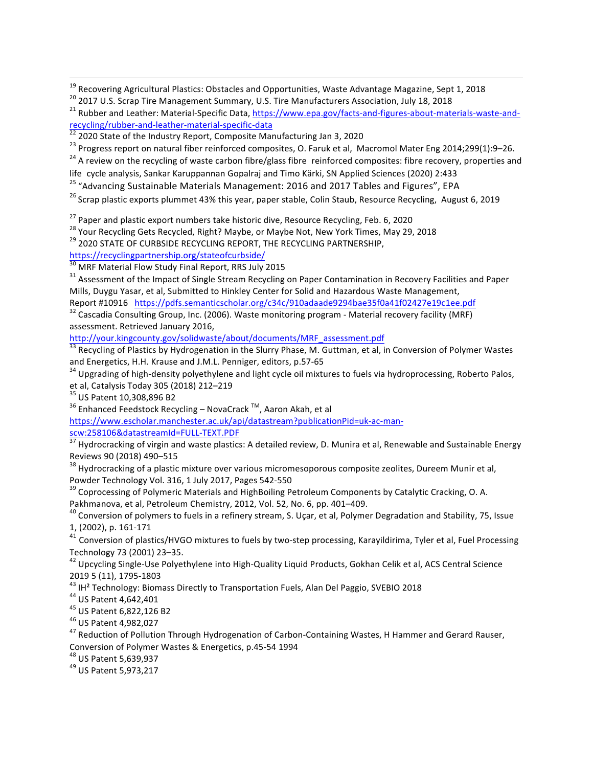[19] Recovering Agricultural Plastics: Obstacles and Opportunities, Waste Advantage Magazine, Sept 1, 2018

[20] 2017 U.S. Scrap Tire Management Summary, U.S. Tire Manufacturers Association, July 18, 2018

[21] Rubber and Leather: Material-Specific Data, https://www.epa.gov/facts-and-figures-about-materials-waste-and-recycling/rubber-and-leather-material-specific-data

[22] 2020 State of the Industry Report, Composite Manufacturing Jan 3, 2020

[23] Progress report on natural fiber reinforced composites, O. Faruk et al, Macromol Mater Eng 2014;299(1):9–26.

[24] A review on the recycling of waste carbon fibre/glass fibre reinforced composites: fibre recovery, properties and life cycle analysis, Sankar Karuppannan Gopalraj and Timo Kärki, SN Applied Sciences (2020) 2:433

[25] "Advancing Sustainable Materials Management: 2016 and 2017 Tables and Figures", EPA

[26] Scrap plastic exports plummet 43% this year, paper stable, Colin Staub, Resource Recycling, August 6, 2019

[27] Paper and plastic export numbers take historic dive, Resource Recycling, Feb. 6, 2020

[28] Your Recycling Gets Recycled, Right? Maybe, or Maybe Not, New York Times, May 29, 2018

[29] 2020 STATE OF CURBSIDE RECYCLING REPORT, THE RECYCLING PARTNERSHIP, https://recyclingpartnership.org/stateofcurbside/

[30] MRF Material Flow Study Final Report, RRS July 2015

[31] Assessment of the Impact of Single Stream Recycling on Paper Contamination in Recovery Facilities and Paper Mills, Duygu Yasar, et al, Submitted to Hinkley Center for Solid and Hazardous Waste Management, Report #10916 https://pdfs.semanticscholar.org/c34c/910adaade9294bae35f0a41f02427e19c1ee.pdf

[32] Cascadia Consulting Group, Inc. (2006). Waste monitoring program - Material recovery facility (MRF) assessment. Retrieved January 2016, http://your.kingcounty.gov/solidwaste/about/documents/MRF_assessment.pdf

[33] Recycling of Plastics by Hydrogenation in the Slurry Phase, M. Guttman, et al, in Conversion of Polymer Wastes and Energetics, H.H. Krause and J.M.L. Penniger, editors, p.57-65

[34] Upgrading of high-density polyethylene and light cycle oil mixtures to fuels via hydroprocessing, Roberto Palos, et al, Catalysis Today 305 (2018) 212–219

[35] US Patent 10,308,896 B2

[36] Enhanced Feedstock Recycling – NovaCrack ™, Aaron Akah, et al https://www.escholar.manchester.ac.uk/api/datastream?publicationPid=uk-ac-man-scw:258106&datastreamId=FULL-TEXT.PDF

[37] Hydrocracking of virgin and waste plastics: A detailed review, D. Munira et al, Renewable and Sustainable Energy Reviews 90 (2018) 490–515

[38] Hydrocracking of a plastic mixture over various micromesoporous composite zeolites, Dureem Munir et al, Powder Technology Vol. 316, 1 July 2017, Pages 542-550

[39] Coprocessing of Polymeric Materials and HighBoiling Petroleum Components by Catalytic Cracking, O. A. Pakhmanova, et al, Petroleum Chemistry, 2012, Vol. 52, No. 6, pp. 401–409.

[40] Conversion of polymers to fuels in a refinery stream, S. Uçar, et al, Polymer Degradation and Stability, 75, Issue 1, (2002), p. 161-171

[41] Conversion of plastics/HVGO mixtures to fuels by two-step processing, Karayildirima, Tyler et al, Fuel Processing Technology 73 (2001) 23–35.

[42] Upcycling Single-Use Polyethylene into High-Quality Liquid Products, Gokhan Celik et al, ACS Central Science 2019 5 (11), 1795-1803

[43] IH² Technology: Biomass Directly to Transportation Fuels, Alan Del Paggio, SVEBIO 2018

[44] US Patent 4,642,401

[45] US Patent 6,822,126 B2

[46] US Patent 4,982,027

[47] Reduction of Pollution Through Hydrogenation of Carbon-Containing Wastes, H Hammer and Gerard Rauser, Conversion of Polymer Wastes & Energetics, p.45-54 1994

[48] US Patent 5,639,937

[49] US Patent 5,973,217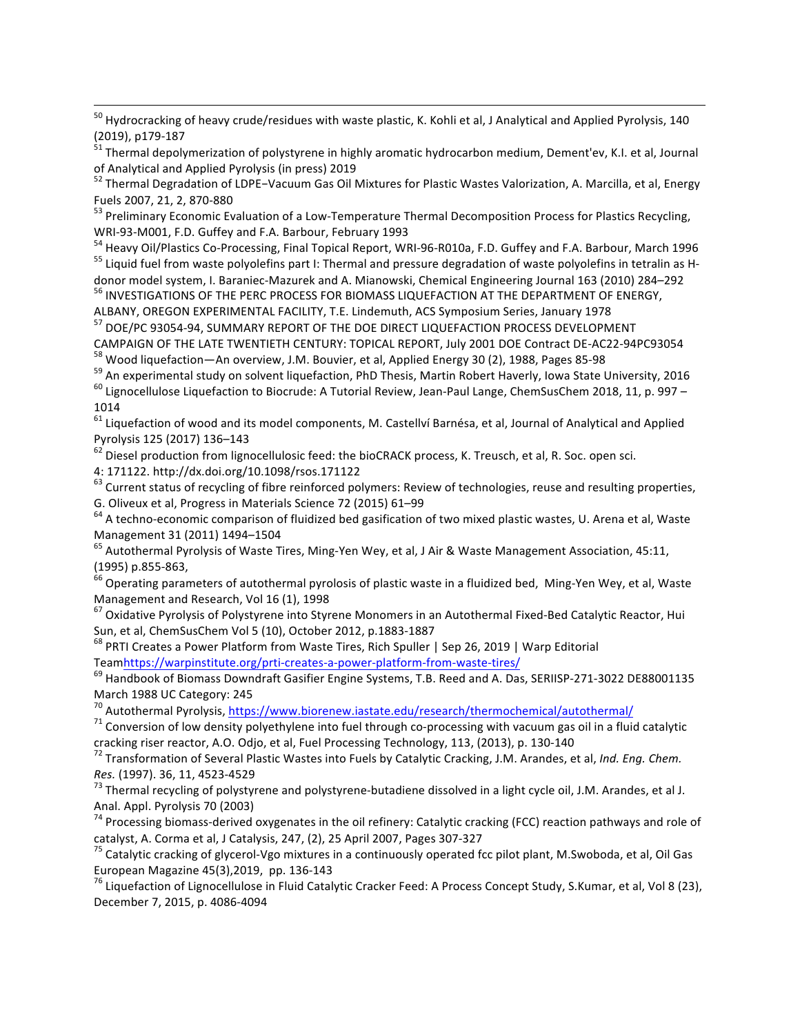[50] Hydrocracking of heavy crude/residues with waste plastic, K. Kohli et al, J Analytical and Applied Pyrolysis, 140 (2019), p179-187

[51] Thermal depolymerization of polystyrene in highly aromatic hydrocarbon medium, Dement'ev, K.I. et al, Journal of Analytical and Applied Pyrolysis (in press) 2019

[52] Thermal Degradation of LDPE−Vacuum Gas Oil Mixtures for Plastic Wastes Valorization, A. Marcilla, et al, Energy Fuels 2007, 21, 2, 870-880

[53] Preliminary Economic Evaluation of a Low-Temperature Thermal Decomposition Process for Plastics Recycling, WRI-93-M001, F.D. Guffey and F.A. Barbour, February 1993

[54] Heavy Oil/Plastics Co-Processing, Final Topical Report, WRI-96-R010a, F.D. Guffey and F.A. Barbour, March 1996

[55] Liquid fuel from waste polyolefins part I: Thermal and pressure degradation of waste polyolefins in tetralin as H-donor model system, I. Baraniec-Mazurek and A. Mianowski, Chemical Engineering Journal 163 (2010) 284–292

[56] INVESTIGATIONS OF THE PERC PROCESS FOR BIOMASS LIQUEFACTION AT THE DEPARTMENT OF ENERGY, ALBANY, OREGON EXPERIMENTAL FACILITY, T.E. Lindemuth, ACS Symposium Series, January 1978

[57] DOE/PC 93054-94, SUMMARY REPORT OF THE DOE DIRECT LIQUEFACTION PROCESS DEVELOPMENT CAMPAIGN OF THE LATE TWENTIETH CENTURY: TOPICAL REPORT, July 2001 DOE Contract DE-AC22-94PC93054

[58] Wood liquefaction—An overview, J.M. Bouvier, et al, Applied Energy 30 (2), 1988, Pages 85-98

[59] An experimental study on solvent liquefaction, PhD Thesis, Martin Robert Haverly, Iowa State University, 2016

[60] Lignocellulose Liquefaction to Biocrude: A Tutorial Review, Jean-Paul Lange, ChemSusChem 2018, 11, p. 997 – 1014

[61] Liquefaction of wood and its model components, M. Castellví Barnésa, et al, Journal of Analytical and Applied Pyrolysis 125 (2017) 136–143

[62] Diesel production from lignocellulosic feed: the bioCRACK process, K. Treusch, et al, R. Soc. open sci. 4: 171122. http://dx.doi.org/10.1098/rsos.171122

[63] Current status of recycling of fibre reinforced polymers: Review of technologies, reuse and resulting properties, G. Oliveux et al, Progress in Materials Science 72 (2015) 61–99

[64] A techno-economic comparison of fluidized bed gasification of two mixed plastic wastes, U. Arena et al, Waste Management 31 (2011) 1494–1504

[65] Autothermal Pyrolysis of Waste Tires, Ming-Yen Wey, et al, J Air & Waste Management Association, 45:11, (1995) p.855-863,

[66] Operating parameters of autothermal pyrolosis of plastic waste in a fluidized bed, Ming-Yen Wey, et al, Waste Management and Research, Vol 16 (1), 1998

[67] Oxidative Pyrolysis of Polystyrene into Styrene Monomers in an Autothermal Fixed-Bed Catalytic Reactor, Hui Sun, et al, ChemSusChem Vol 5 (10), October 2012, p.1883-1887

[68] PRTI Creates a Power Platform from Waste Tires, Rich Spuller | Sep 26, 2019 | Warp Editorial Team https://warpinstitute.org/prti-creates-a-power-platform-from-waste-tires/

[69] Handbook of Biomass Downdraft Gasifier Engine Systems, T.B. Reed and A. Das, SERIISP-271-3022 DE88001135 March 1988 UC Category: 245

[70] Autothermal Pyrolysis, https://www.biorenew.iastate.edu/research/thermochemical/autothermal/

[71] Conversion of low density polyethylene into fuel through co-processing with vacuum gas oil in a fluid catalytic cracking riser reactor, A.O. Odjo, et al, Fuel Processing Technology, 113, (2013), p. 130-140

[72] Transformation of Several Plastic Wastes into Fuels by Catalytic Cracking, J.M. Arandes, et al, *Ind. Eng. Chem. Res.* (1997). 36, 11, 4523-4529

[73] Thermal recycling of polystyrene and polystyrene-butadiene dissolved in a light cycle oil, J.M. Arandes, et al J. Anal. Appl. Pyrolysis 70 (2003)

[74] Processing biomass-derived oxygenates in the oil refinery: Catalytic cracking (FCC) reaction pathways and role of catalyst, A. Corma et al, J Catalysis, 247, (2), 25 April 2007, Pages 307-327

[75] Catalytic cracking of glycerol-Vgo mixtures in a continuously operated fcc pilot plant, M.Swoboda, et al, Oil Gas European Magazine 45(3),2019, pp. 136-143

[76] Liquefaction of Lignocellulose in Fluid Catalytic Cracker Feed: A Process Concept Study, S.Kumar, et al, Vol 8 (23), December 7, 2015, p. 4086-4094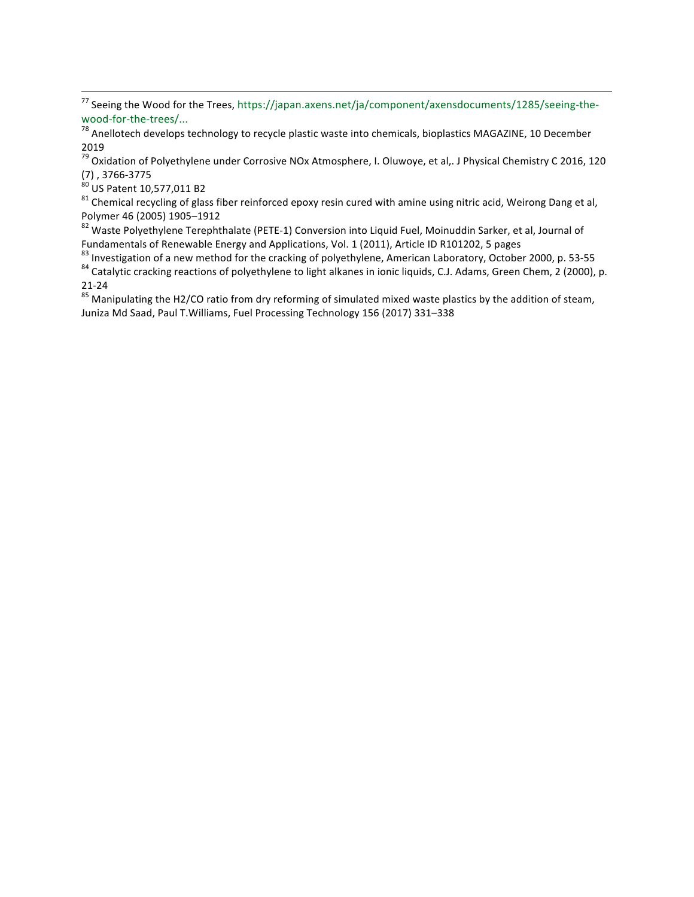[77] Seeing the Wood for the Trees, https://japan.axens.net/ja/component/axensdocuments/1285/seeing-the-wood-for-the-trees/...

[78] Anellotech develops technology to recycle plastic waste into chemicals, bioplastics MAGAZINE, 10 December 2019

[79] Oxidation of Polyethylene under Corrosive NOx Atmosphere, I. Oluwoye, et al,. J Physical Chemistry C 2016, 120 (7) , 3766-3775

[80] US Patent 10,577,011 B2

[81] Chemical recycling of glass fiber reinforced epoxy resin cured with amine using nitric acid, Weirong Dang et al, Polymer 46 (2005) 1905–1912

[82] Waste Polyethylene Terephthalate (PETE-1) Conversion into Liquid Fuel, Moinuddin Sarker, et al, Journal of Fundamentals of Renewable Energy and Applications, Vol. 1 (2011), Article ID R101202, 5 pages

[83] Investigation of a new method for the cracking of polyethylene, American Laboratory, October 2000, p. 53-55

[84] Catalytic cracking reactions of polyethylene to light alkanes in ionic liquids, C.J. Adams, Green Chem, 2 (2000), p. 21-24

[85] Manipulating the H2/CO ratio from dry reforming of simulated mixed waste plastics by the addition of steam, Juniza Md Saad, Paul T.Williams, Fuel Processing Technology 156 (2017) 331–338